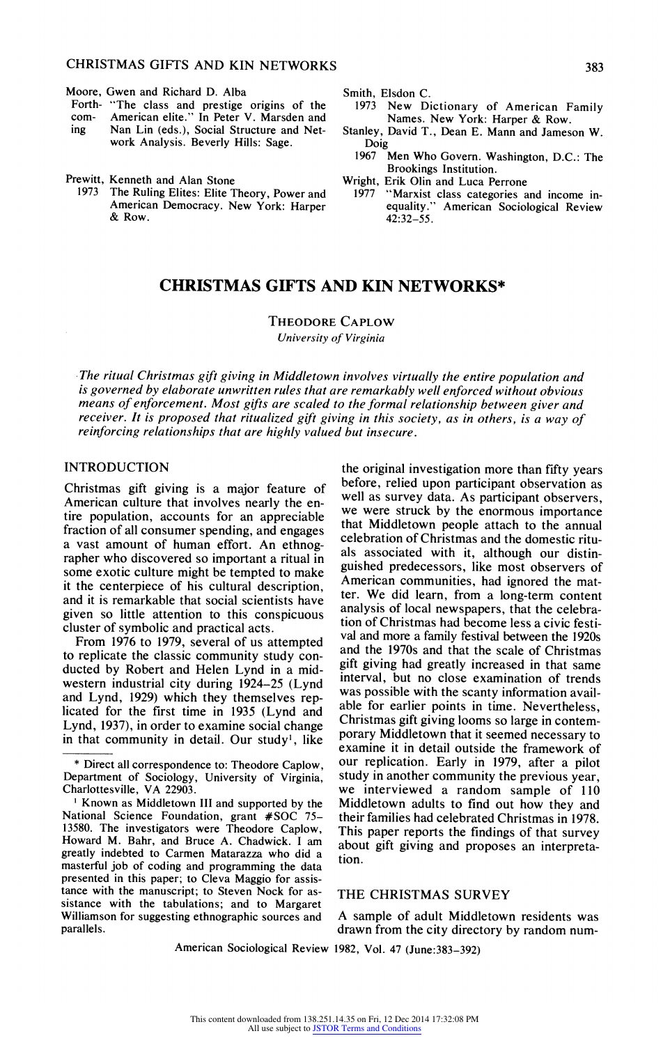Moore, Gwen and Richard D. Alba
Forthcoming "The class and prestige origins of the American elite." In Peter V. Marsden and Nan Lin (eds.), Social Structure and Network Analysis. Beverly Hills: Sage.

Prewitt, Kenneth and Alan Stone
1973 The Ruling Elites: Elite Theory, Power and American Democracy. New York: Harper & Row.

Smith, Elsdon C.
1973 New Dictionary of American Family Names. New York: Harper & Row.

Stanley, David T., Dean E. Mann and Jameson W. Doig
1967 Men Who Govern. Washington, D.C.: The Brookings Institution.

Wright, Erik Olin and Luca Perrone
1977 "Marxist class categories and income inequality." American Sociological Review 42:32–55.

# CHRISTMAS GIFTS AND KIN NETWORKS*

THEODORE CAPLOW

*University of Virginia*

*The ritual Christmas gift giving in Middletown involves virtually the entire population and is governed by elaborate unwritten rules that are remarkably well enforced without obvious means of enforcement. Most gifts are scaled to the formal relationship between giver and receiver. It is proposed that ritualized gift giving in this society, as in others, is a way of reinforcing relationships that are highly valued but insecure.*

## INTRODUCTION

Christmas gift giving is a major feature of American culture that involves nearly the entire population, accounts for an appreciable fraction of all consumer spending, and engages a vast amount of human effort. An ethnographer who discovered so important a ritual in some exotic culture might be tempted to make it the centerpiece of his cultural description, and it is remarkable that social scientists have given so little attention to this conspicuous cluster of symbolic and practical acts.

From 1976 to 1979, several of us attempted to replicate the classic community study conducted by Robert and Helen Lynd in a midwestern industrial city during 1924–25 (Lynd and Lynd, 1929) which they themselves replicated for the first time in 1935 (Lynd and Lynd, 1937), in order to examine social change in that community in detail. Our study[1], like the original investigation more than fifty years before, relied upon participant observation as well as survey data. As participant observers, we were struck by the enormous importance that Middletown people attach to the annual celebration of Christmas and the domestic rituals associated with it, although our distinguished predecessors, like most observers of American communities, had ignored the matter. We did learn, from a long-term content analysis of local newspapers, that the celebration of Christmas had become less a civic festival and more a family festival between the 1920s and the 1970s and that the scale of Christmas gift giving had greatly increased in that same interval, but no close examination of trends was possible with the scanty information available for earlier points in time. Nevertheless, Christmas gift giving looms so large in contemporary Middletown that it seemed necessary to examine it in detail outside the framework of our replication. Early in 1979, after a pilot study in another community the previous year, we interviewed a random sample of 110 Middletown adults to find out how they and their families had celebrated Christmas in 1978. This paper reports the findings of that survey about gift giving and proposes an interpretation.

## THE CHRISTMAS SURVEY

A sample of adult Middletown residents was drawn from the city directory by random num-

---

\* Direct all correspondence to: Theodore Caplow, Department of Sociology, University of Virginia, Charlottesville, VA 22903.

[1] Known as Middletown III and supported by the National Science Foundation, grant #SOC 75-13580. The investigators were Theodore Caplow, Howard M. Bahr, and Bruce A. Chadwick. I am greatly indebted to Carmen Matarazza who did a masterful job of coding and programming the data presented in this paper; to Cleva Maggio for assistance with the manuscript; to Steven Nock for assistance with the tabulations; and to Margaret Williamson for suggesting ethnographic sources and parallels.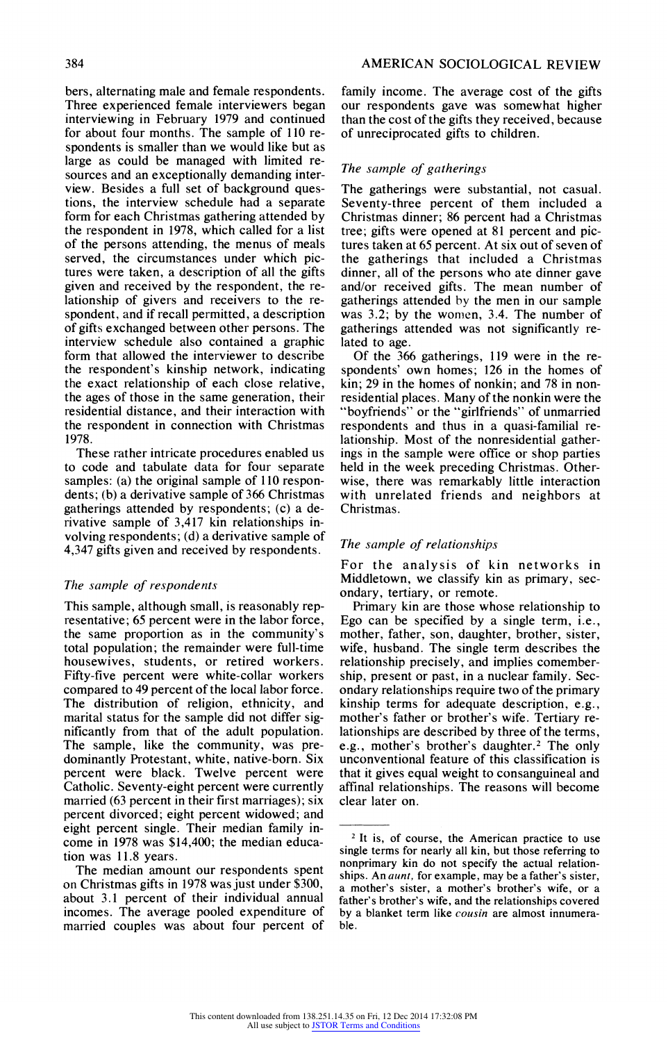bers, alternating male and female respondents. Three experienced female interviewers began interviewing in February 1979 and continued for about four months. The sample of 110 respondents is smaller than we would like but as large as could be managed with limited resources and an exceptionally demanding interview. Besides a full set of background questions, the interview schedule had a separate form for each Christmas gathering attended by the respondent in 1978, which called for a list of the persons attending, the menus of meals served, the circumstances under which pictures were taken, a description of all the gifts given and received by the respondent, the relationship of givers and receivers to the respondent, and if recall permitted, a description of gifts exchanged between other persons. The interview schedule also contained a graphic form that allowed the interviewer to describe the respondent's kinship network, indicating the exact relationship of each close relative, the ages of those in the same generation, their residential distance, and their interaction with the respondent in connection with Christmas 1978.

These rather intricate procedures enabled us to code and tabulate data for four separate samples: (a) the original sample of 110 respondents; (b) a derivative sample of 366 Christmas gatherings attended by respondents; (c) a derivative sample of 3,417 kin relationships involving respondents; (d) a derivative sample of 4,347 gifts given and received by respondents.

### *The sample of respondents*

This sample, although small, is reasonably representative; 65 percent were in the labor force, the same proportion as in the community's total population; the remainder were full-time housewives, students, or retired workers. Fifty-five percent were white-collar workers compared to 49 percent of the local labor force. The distribution of religion, ethnicity, and marital status for the sample did not differ significantly from that of the adult population. The sample, like the community, was predominantly Protestant, white, native-born. Six percent were black. Twelve percent were Catholic. Seventy-eight percent were currently married (63 percent in their first marriages); six percent divorced; eight percent widowed; and eight percent single. Their median family income in 1978 was $14,400; the median education was 11.8 years.

The median amount our respondents spent on Christmas gifts in 1978 was just under $300, about 3.1 percent of their individual annual incomes. The average pooled expenditure of married couples was about four percent of family income. The average cost of the gifts our respondents gave was somewhat higher than the cost of the gifts they received, because of unreciprocated gifts to children.

### *The sample of gatherings*

The gatherings were substantial, not casual. Seventy-three percent of them included a Christmas dinner; 86 percent had a Christmas tree; gifts were opened at 81 percent and pictures taken at 65 percent. At six out of seven of the gatherings that included a Christmas dinner, all of the persons who ate dinner gave and/or received gifts. The mean number of gatherings attended by the men in our sample was 3.2; by the women, 3.4. The number of gatherings attended was not significantly related to age.

Of the 366 gatherings, 119 were in the respondents' own homes; 126 in the homes of kin; 29 in the homes of nonkin; and 78 in nonresidential places. Many of the nonkin were the "boyfriends" or the "girlfriends" of unmarried respondents and thus in a quasi-familial relationship. Most of the nonresidential gatherings in the sample were office or shop parties held in the week preceding Christmas. Otherwise, there was remarkably little interaction with unrelated friends and neighbors at Christmas.

### *The sample of relationships*

For the analysis of kin networks in Middletown, we classify kin as primary, secondary, tertiary, or remote.

Primary kin are those whose relationship to Ego can be specified by a single term, i.e., mother, father, son, daughter, brother, sister, wife, husband. The single term describes the relationship precisely, and implies comembership, present or past, in a nuclear family. Secondary relationships require two of the primary kinship terms for adequate description, e.g., mother's father or brother's wife. Tertiary relationships are described by three of the terms, e.g., mother's brother's daughter.[2] The only unconventional feature of this classification is that it gives equal weight to consanguineal and affinal relationships. The reasons will become clear later on.

---

[2] It is, of course, the American practice to use single terms for nearly all kin, but those referring to nonprimary kin do not specify the actual relationships. An *aunt*, for example, may be a father's sister, a mother's sister, a mother's brother's wife, or a father's brother's wife, and the relationships covered by a blanket term like *cousin* are almost innumerable.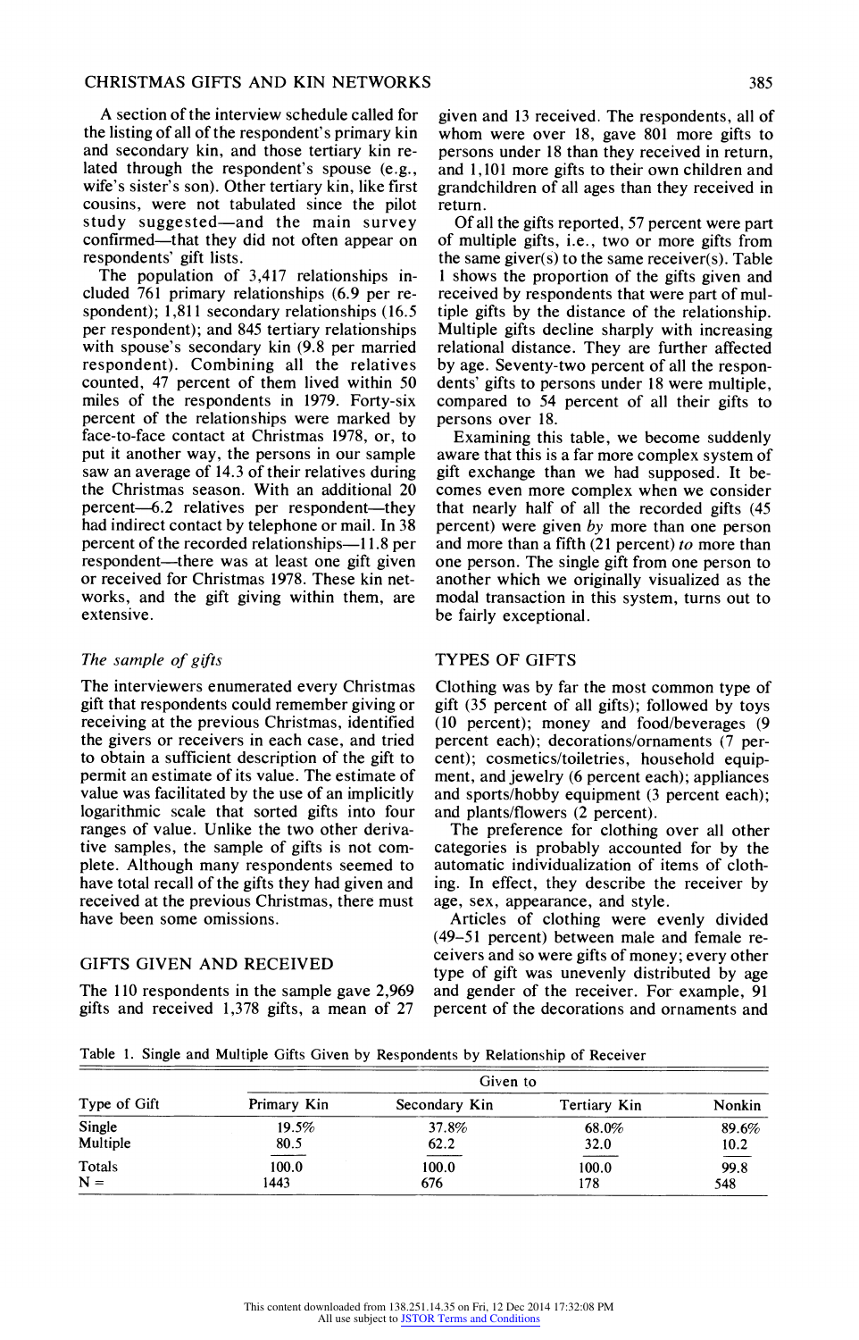A section of the interview schedule called for the listing of all of the respondent's primary kin and secondary kin, and those tertiary kin related through the respondent's spouse (e.g., wife's sister's son). Other tertiary kin, like first cousins, were not tabulated since the pilot study suggested—and the main survey confirmed—that they did not often appear on respondents' gift lists.

The population of 3,417 relationships included 761 primary relationships (6.9 per respondent); 1,811 secondary relationships (16.5 per respondent); and 845 tertiary relationships with spouse's secondary kin (9.8 per married respondent). Combining all the relatives counted, 47 percent of them lived within 50 miles of the respondents in 1979. Forty-six percent of the relationships were marked by face-to-face contact at Christmas 1978, or, to put it another way, the persons in our sample saw an average of 14.3 of their relatives during the Christmas season. With an additional 20 percent—6.2 relatives per respondent—they had indirect contact by telephone or mail. In 38 percent of the recorded relationships—11.8 per respondent—there was at least one gift given or received for Christmas 1978. These kin networks, and the gift giving within them, are extensive.

### *The sample of gifts*

The interviewers enumerated every Christmas gift that respondents could remember giving or receiving at the previous Christmas, identified the givers or receivers in each case, and tried to obtain a sufficient description of the gift to permit an estimate of its value. The estimate of value was facilitated by the use of an implicitly logarithmic scale that sorted gifts into four ranges of value. Unlike the two other derivative samples, the sample of gifts is not complete. Although many respondents seemed to have total recall of the gifts they had given and received at the previous Christmas, there must have been some omissions.

## GIFTS GIVEN AND RECEIVED

The 110 respondents in the sample gave 2,969 gifts and received 1,378 gifts, a mean of 27 given and 13 received. The respondents, all of whom were over 18, gave 801 more gifts to persons under 18 than they received in return, and 1,101 more gifts to their own children and grandchildren of all ages than they received in return.

Of all the gifts reported, 57 percent were part of multiple gifts, i.e., two or more gifts from the same giver(s) to the same receiver(s). Table 1 shows the proportion of the gifts given and received by respondents that were part of multiple gifts by the distance of the relationship. Multiple gifts decline sharply with increasing relational distance. They are further affected by age. Seventy-two percent of all the respondents' gifts to persons under 18 were multiple, compared to 54 percent of all their gifts to persons over 18.

Examining this table, we become suddenly aware that this is a far more complex system of gift exchange than we had supposed. It becomes even more complex when we consider that nearly half of all the recorded gifts (45 percent) were given *by* more than one person and more than a fifth (21 percent) *to* more than one person. The single gift from one person to another which we originally visualized as the modal transaction in this system, turns out to be fairly exceptional.

## TYPES OF GIFTS

Clothing was by far the most common type of gift (35 percent of all gifts); followed by toys (10 percent); money and food/beverages (9 percent each); decorations/ornaments (7 percent); cosmetics/toiletries, household equipment, and jewelry (6 percent each); appliances and sports/hobby equipment (3 percent each); and plants/flowers (2 percent).

The preference for clothing over all other categories is probably accounted for by the automatic individualization of items of clothing. In effect, they describe the receiver by age, sex, appearance, and style.

Articles of clothing were evenly divided (49–51 percent) between male and female receivers and so were gifts of money; every other type of gift was unevenly distributed by age and gender of the receiver. For example, 91 percent of the decorations and ornaments and

Table 1. Single and Multiple Gifts Given by Respondents by Relationship of Receiver

| Type of Gift | Given to | | | |
|---|---|---|---|---|
| | Primary Kin | Secondary Kin | Tertiary Kin | Nonkin |
| Single | 19.5% | 37.8% | 68.0% | 89.6% |
| Multiple | 80.5 | 62.2 | 32.0 | 10.2 |
| Totals | 100.0 | 100.0 | 100.0 | 99.8 |
| N = | 1443 | 676 | 178 | 548 |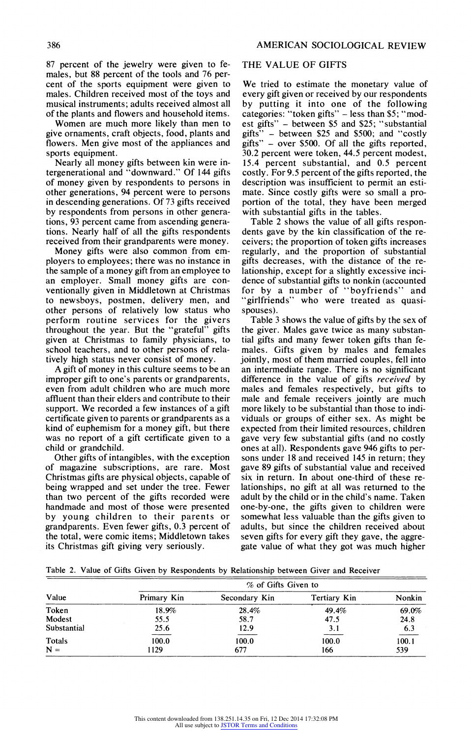87 percent of the jewelry were given to females, but 88 percent of the tools and 76 percent of the sports equipment were given to males. Children received most of the toys and musical instruments; adults received almost all of the plants and flowers and household items.

Women are much more likely than men to give ornaments, craft objects, food, plants and flowers. Men give most of the appliances and sports equipment.

Nearly all money gifts between kin were intergenerational and "downward." Of 144 gifts of money given by respondents to persons in other generations, 94 percent were to persons in descending generations. Of 73 gifts received by respondents from persons in other generations, 93 percent came from ascending generations. Nearly half of all the gifts respondents received from their grandparents were money.

Money gifts were also common from employers to employees; there was no instance in the sample of a money gift from an employee to an employer. Small money gifts are conventionally given in Middletown at Christmas to newsboys, postmen, delivery men, and other persons of relatively low status who perform routine services for the givers throughout the year. But the "grateful" gifts given at Christmas to family physicians, to school teachers, and to other persons of relatively high status never consist of money.

A gift of money in this culture seems to be an improper gift to one's parents or grandparents, even from adult children who are much more affluent than their elders and contribute to their support. We recorded a few instances of a gift certificate given to parents or grandparents as a kind of euphemism for a money gift, but there was no report of a gift certificate given to a child or grandchild.

Other gifts of intangibles, with the exception of magazine subscriptions, are rare. Most Christmas gifts are physical objects, capable of being wrapped and set under the tree. Fewer than two percent of the gifts recorded were handmade and most of those were presented by young children to their parents or grandparents. Even fewer gifts, 0.3 percent of the total, were comic items; Middletown takes its Christmas gift giving very seriously.

## THE VALUE OF GIFTS

We tried to estimate the monetary value of every gift given or received by our respondents by putting it into one of the following categories: "token gifts" – less than $5; "modest gifts" – between $5 and $25; "substantial gifts" – between $25 and $500; and "costly gifts" – over $500. Of all the gifts reported, 30.2 percent were token, 44.5 percent modest, 15.4 percent substantial, and 0.5 percent costly. For 9.5 percent of the gifts reported, the description was insufficient to permit an estimate. Since costly gifts were so small a proportion of the total, they have been merged with substantial gifts in the tables.

Table 2 shows the value of all gifts respondents gave by the kin classification of the receivers; the proportion of token gifts increases regularly, and the proportion of substantial gifts decreases, with the distance of the relationship, except for a slightly excessive incidence of substantial gifts to nonkin (accounted for by a number of "boyfriends" and "girlfriends" who were treated as quasi-spouses).

Table 3 shows the value of gifts by the sex of the giver. Males gave twice as many substantial gifts and many fewer token gifts than females. Gifts given by males and females jointly, most of them married couples, fell into an intermediate range. There is no significant difference in the value of gifts *received* by males and females respectively, but gifts to male and female receivers jointly are much more likely to be substantial than those to individuals or groups of either sex. As might be expected from their limited resources, children gave very few substantial gifts (and no costly ones at all). Respondents gave 946 gifts to persons under 18 and received 145 in return; they gave 89 gifts of substantial value and received six in return. In about one-third of these relationships, no gift at all was returned to the adult by the child or in the child's name. Taken one-by-one, the gifts given to children were somewhat less valuable than the gifts given to adults, but since the children received about seven gifts for every gift they gave, the aggregate value of what they got was much higher

Table 2. Value of Gifts Given by Respondents by Relationship between Giver and Receiver

| Value | % of Gifts Given to | | | |
|---|---|---|---|---|
| | Primary Kin | Secondary Kin | Tertiary Kin | Nonkin |
| Token | 18.9% | 28.4% | 49.4% | 69.0% |
| Modest | 55.5 | 58.7 | 47.5 | 24.8 |
| Substantial | 25.6 | 12.9 | 3.1 | 6.3 |
| Totals | 100.0 | 100.0 | 100.0 | 100.1 |
| N = | 1129 | 677 | 166 | 539 |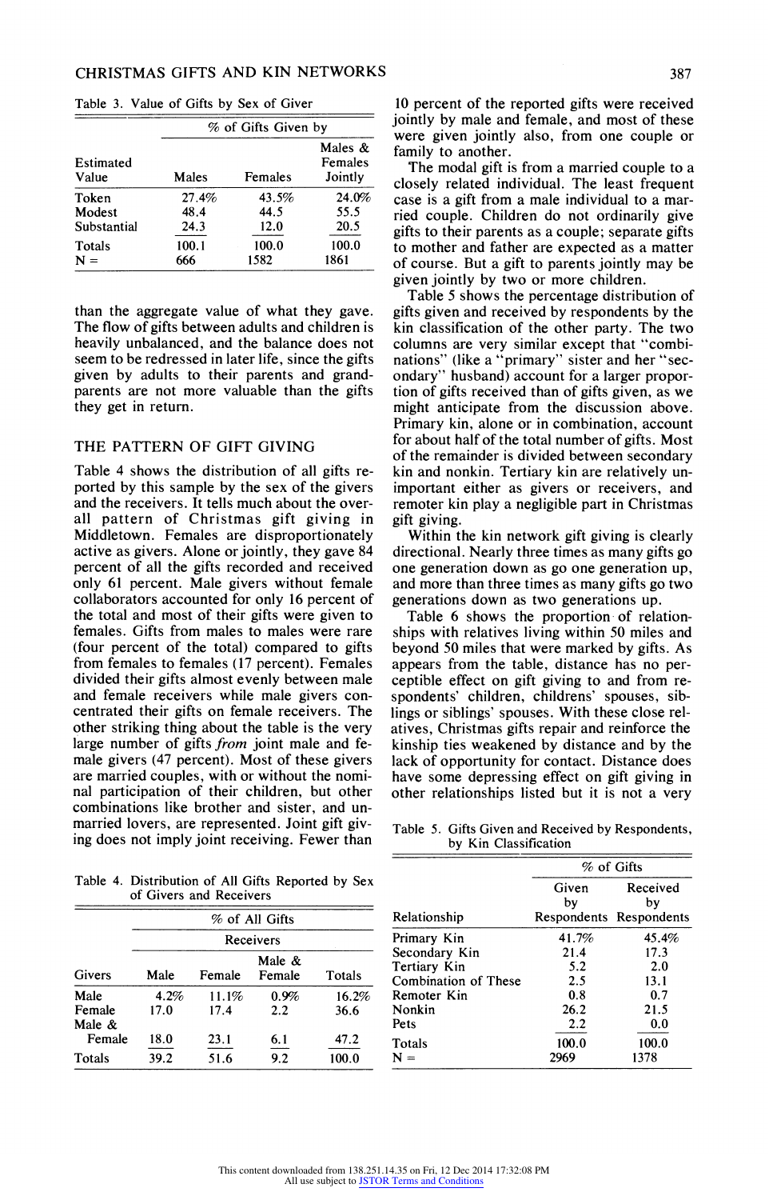Table 3. Value of Gifts by Sex of Giver

| Estimated Value | % of Gifts Given by | | |
|---|---|---|---|
| | Males | Females | Males & Females Jointly |
| Token | 27.4% | 43.5% | 24.0% |
| Modest | 48.4 | 44.5 | 55.5 |
| Substantial | 24.3 | 12.0 | 20.5 |
| Totals | 100.1 | 100.0 | 100.0 |
| N = | 666 | 1582 | 1861 |

than the aggregate value of what they gave. The flow of gifts between adults and children is heavily unbalanced, and the balance does not seem to be redressed in later life, since the gifts given by adults to their parents and grandparents are not more valuable than the gifts they get in return.

## THE PATTERN OF GIFT GIVING

Table 4 shows the distribution of all gifts reported by this sample by the sex of the givers and the receivers. It tells much about the overall pattern of Christmas gift giving in Middletown. Females are disproportionately active as givers. Alone or jointly, they gave 84 percent of all the gifts recorded and received only 61 percent. Male givers without female collaborators accounted for only 16 percent of the total and most of their gifts were given to females. Gifts from males to males were rare (four percent of the total) compared to gifts from females to females (17 percent). Females divided their gifts almost evenly between male and female receivers while male givers concentrated their gifts on female receivers. The other striking thing about the table is the very large number of gifts *from* joint male and female givers (47 percent). Most of these givers are married couples, with or without the nominal participation of their children, but other combinations like brother and sister, and unmarried lovers, are represented. Joint gift giving does not imply joint receiving. Fewer than 10 percent of the reported gifts were received jointly by male and female, and most of these were given jointly also, from one couple or family to another.

The modal gift is from a married couple to a closely related individual. The least frequent case is a gift from a male individual to a married couple. Children do not ordinarily give gifts to their parents as a couple; separate gifts to mother and father are expected as a matter of course. But a gift to parents jointly may be given jointly by two or more children.

Table 5 shows the percentage distribution of gifts given and received by respondents by the kin classification of the other party. The two columns are very similar except that "combinations" (like a "primary" sister and her "secondary" husband) account for a larger proportion of gifts received than of gifts given, as we might anticipate from the discussion above. Primary kin, alone or in combination, account for about half of the total number of gifts. Most of the remainder is divided between secondary kin and nonkin. Tertiary kin are relatively unimportant either as givers or receivers, and remoter kin play a negligible part in Christmas gift giving.

Within the kin network gift giving is clearly directional. Nearly three times as many gifts go one generation down as go one generation up, and more than three times as many gifts go two generations down as two generations up.

Table 6 shows the proportion of relationships with relatives living within 50 miles and beyond 50 miles that were marked by gifts. As appears from the table, distance has no perceptible effect on gift giving to and from respondents' children, childrens' spouses, siblings or siblings' spouses. With these close relatives, Christmas gifts repair and reinforce the kinship ties weakened by distance and by the lack of opportunity for contact. Distance does have some depressing effect on gift giving in other relationships listed but it is not a very

Table 4. Distribution of All Gifts Reported by Sex of Givers and Receivers

| Givers | % of All Gifts | | | |
|---|---|---|---|---|
| | Receivers | | | |
| | Male | Female | Male & Female | Totals |
| Male | 4.2% | 11.1% | 0.9% | 16.2% |
| Female | 17.0 | 17.4 | 2.2 | 36.6 |
| Male & Female | 18.0 | 23.1 | 6.1 | 47.2 |
| Totals | 39.2 | 51.6 | 9.2 | 100.0 |

Table 5. Gifts Given and Received by Respondents, by Kin Classification

| Relationship | % of Gifts | |
|---|---|---|
| | Given by Respondents | Received by Respondents |
| Primary Kin | 41.7% | 45.4% |
| Secondary Kin | 21.4 | 17.3 |
| Tertiary Kin | 5.2 | 2.0 |
| Combination of These | 2.5 | 13.1 |
| Remoter Kin | 0.8 | 0.7 |
| Nonkin | 26.2 | 21.5 |
| Pets | 2.2 | 0.0 |
| Totals | 100.0 | 100.0 |
| N = | 2969 | 1378 |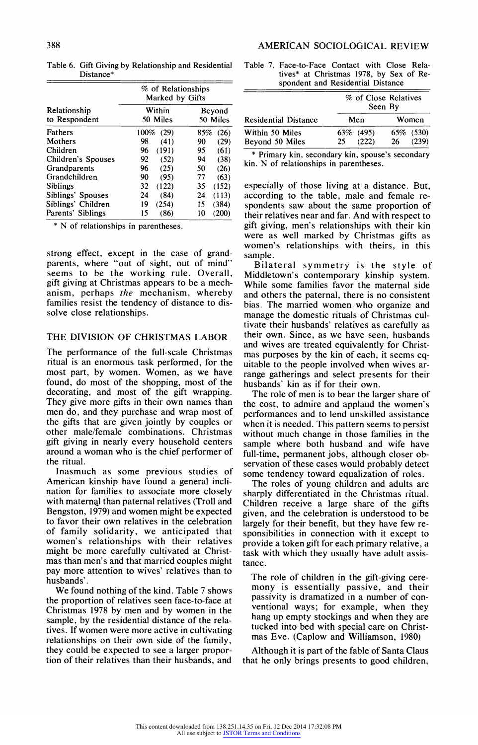Table 6. Gift Giving by Relationship and Residential Distance*

| | % of Relationships Marked by Gifts | |
|---|---|---|
| Relationship to Respondent | Within 50 Miles | Beyond 50 Miles |
| Fathers | 100% (29) | 85% (26) |
| Mothers | 98 (41) | 90 (29) |
| Children | 96 (191) | 95 (61) |
| Children's Spouses | 92 (52) | 94 (38) |
| Grandparents | 96 (25) | 50 (26) |
| Grandchildren | 90 (95) | 77 (63) |
| Siblings | 32 (122) | 35 (152) |
| Siblings' Spouses | 24 (84) | 24 (113) |
| Siblings' Children | 19 (254) | 15 (384) |
| Parents' Siblings | 15 (86) | 10 (200) |

* N of relationships in parentheses.

strong effect, except in the case of grandparents, where "out of sight, out of mind" seems to be the working rule. Overall, gift giving at Christmas appears to be a mechanism, perhaps *the* mechanism, whereby families resist the tendency of distance to dissolve close relationships.

## THE DIVISION OF CHRISTMAS LABOR

The performance of the full-scale Christmas ritual is an enormous task performed, for the most part, by women. Women, as we have found, do most of the shopping, most of the decorating, and most of the gift wrapping. They give more gifts in their own names than men do, and they purchase and wrap most of the gifts that are given jointly by couples or other male/female combinations. Christmas gift giving in nearly every household centers around a woman who is the chief performer of the ritual.

Inasmuch as some previous studies of American kinship have found a general inclination for families to associate more closely with maternal than paternal relatives (Troll and Bengston, 1979) and women might be expected to favor their own relatives in the celebration of family solidarity, we anticipated that women's relationships with their relatives might be more carefully cultivated at Christmas than men's and that married couples might pay more attention to wives' relatives than to husbands'.

We found nothing of the kind. Table 7 shows the proportion of relatives seen face-to-face at Christmas 1978 by men and by women in the sample, by the residential distance of the relatives. If women were more active in cultivating relationships on their own side of the family, they could be expected to see a larger proportion of their relatives than their husbands, and

Table 7. Face-to-Face Contact with Close Relatives* at Christmas 1978, by Sex of Respondent and Residential Distance

| | % of Close Relatives Seen By | |
|---|---|---|
| Residential Distance | Men | Women |
| Within 50 Miles | 63% (495) | 65% (530) |
| Beyond 50 Miles | 25 (222) | 26 (239) |

* Primary kin, secondary kin, spouse's secondary kin. N of relationships in parentheses.

especially of those living at a distance. But, according to the table, male and female respondents saw about the same proportion of their relatives near and far. And with respect to gift giving, men's relationships with their kin were as well marked by Christmas gifts as women's relationships with theirs, in this sample.

Bilateral symmetry is the style of Middletown's contemporary kinship system. While some families favor the maternal side and others the paternal, there is no consistent bias. The married women who organize and manage the domestic rituals of Christmas cultivate their husbands' relatives as carefully as their own. Since, as we have seen, husbands and wives are treated equivalently for Christmas purposes by the kin of each, it seems equitable to the people involved when wives arrange gatherings and select presents for their husbands' kin as if for their own.

The role of men is to bear the larger share of the cost, to admire and applaud the women's performances and to lend unskilled assistance when it is needed. This pattern seems to persist without much change in those families in the sample where both husband and wife have full-time, permanent jobs, although closer observation of these cases would probably detect some tendency toward equalization of roles.

The roles of young children and adults are sharply differentiated in the Christmas ritual. Children receive a large share of the gifts given, and the celebration is understood to be largely for their benefit, but they have few responsibilities in connection with it except to provide a token gift for each primary relative, a task with which they usually have adult assistance.

> The role of children in the gift-giving ceremony is essentially passive, and their passivity is dramatized in a number of conventional ways; for example, when they hang up empty stockings and when they are tucked into bed with special care on Christmas Eve. (Caplow and Williamson, 1980)

Although it is part of the fable of Santa Claus that he only brings presents to good children,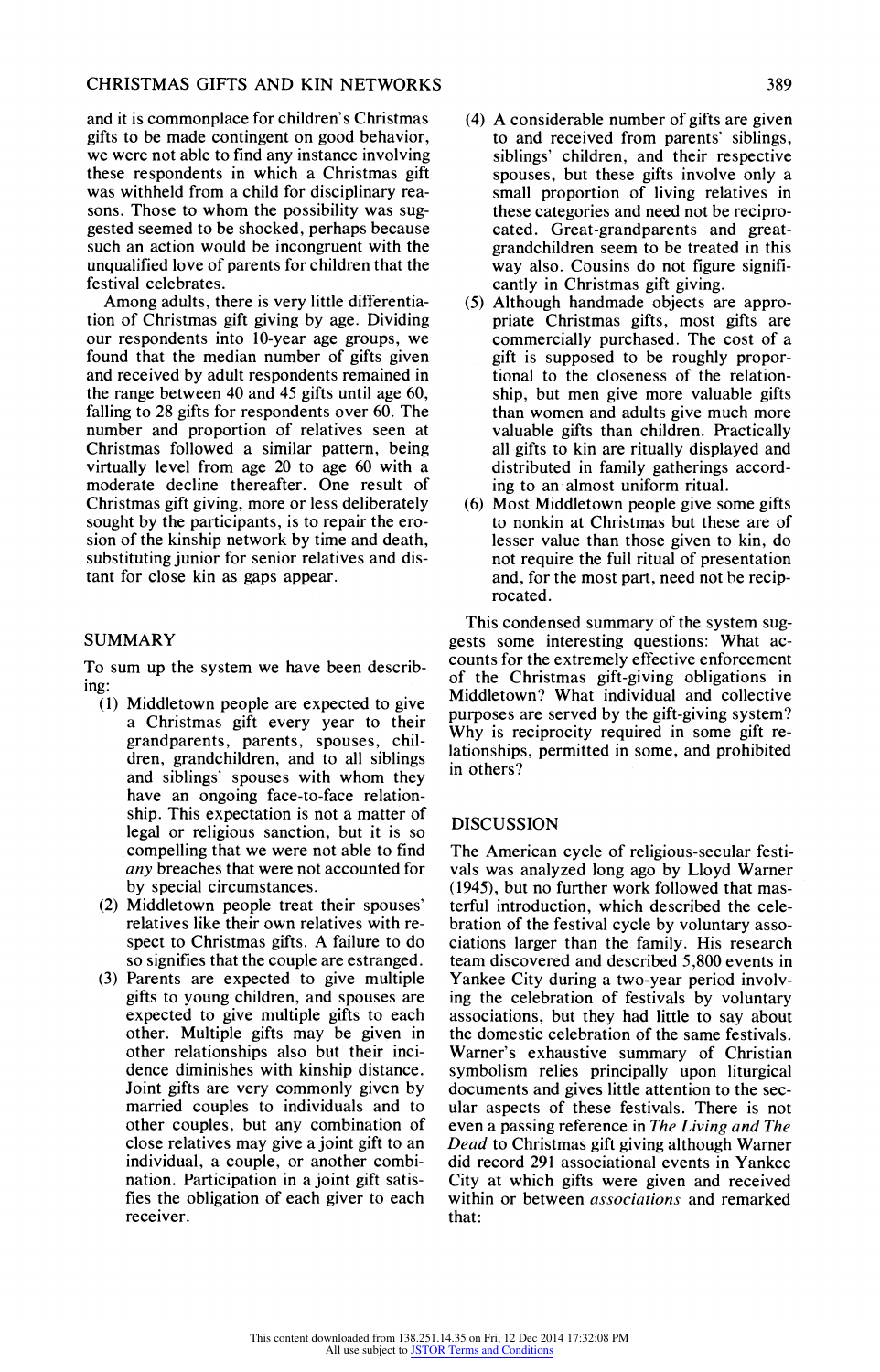and it is commonplace for children's Christmas gifts to be made contingent on good behavior, we were not able to find any instance involving these respondents in which a Christmas gift was withheld from a child for disciplinary reasons. Those to whom the possibility was suggested seemed to be shocked, perhaps because such an action would be incongruent with the unqualified love of parents for children that the festival celebrates.

Among adults, there is very little differentiation of Christmas gift giving by age. Dividing our respondents into 10-year age groups, we found that the median number of gifts given and received by adult respondents remained in the range between 40 and 45 gifts until age 60, falling to 28 gifts for respondents over 60. The number and proportion of relatives seen at Christmas followed a similar pattern, being virtually level from age 20 to age 60 with a moderate decline thereafter. One result of Christmas gift giving, more or less deliberately sought by the participants, is to repair the erosion of the kinship network by time and death, substituting junior for senior relatives and distant for close kin as gaps appear.

## SUMMARY

To sum up the system we have been describing:

(1) Middletown people are expected to give a Christmas gift every year to their grandparents, parents, spouses, children, grandchildren, and to all siblings and siblings' spouses with whom they have an ongoing face-to-face relationship. This expectation is not a matter of legal or religious sanction, but it is so compelling that we were not able to find *any* breaches that were not accounted for by special circumstances.

(2) Middletown people treat their spouses' relatives like their own relatives with respect to Christmas gifts. A failure to do so signifies that the couple are estranged.

(3) Parents are expected to give multiple gifts to young children, and spouses are expected to give multiple gifts to each other. Multiple gifts may be given in other relationships also but their incidence diminishes with kinship distance. Joint gifts are very commonly given by married couples to individuals and to other couples, but any combination of close relatives may give a joint gift to an individual, a couple, or another combination. Participation in a joint gift satisfies the obligation of each giver to each receiver.

(4) A considerable number of gifts are given to and received from parents' siblings, siblings' children, and their respective spouses, but these gifts involve only a small proportion of living relatives in these categories and need not be reciprocated. Great-grandparents and great-grandchildren seem to be treated in this way also. Cousins do not figure significantly in Christmas gift giving.

(5) Although handmade objects are appropriate Christmas gifts, most gifts are commercially purchased. The cost of a gift is supposed to be roughly proportional to the closeness of the relationship, but men give more valuable gifts than women and adults give much more valuable gifts than children. Practically all gifts to kin are ritually displayed and distributed in family gatherings according to an almost uniform ritual.

(6) Most Middletown people give some gifts to nonkin at Christmas but these are of lesser value than those given to kin, do not require the full ritual of presentation and, for the most part, need not be reciprocated.

This condensed summary of the system suggests some interesting questions: What accounts for the extremely effective enforcement of the Christmas gift-giving obligations in Middletown? What individual and collective purposes are served by the gift-giving system? Why is reciprocity required in some gift relationships, permitted in some, and prohibited in others?

## DISCUSSION

The American cycle of religious-secular festivals was analyzed long ago by Lloyd Warner (1945), but no further work followed that masterful introduction, which described the celebration of the festival cycle by voluntary associations larger than the family. His research team discovered and described 5,800 events in Yankee City during a two-year period involving the celebration of festivals by voluntary associations, but they had little to say about the domestic celebration of the same festivals. Warner's exhaustive summary of Christian symbolism relies principally upon liturgical documents and gives little attention to the secular aspects of these festivals. There is not even a passing reference in *The Living and The Dead* to Christmas gift giving although Warner did record 291 associational events in Yankee City at which gifts were given and received within or between *associations* and remarked that: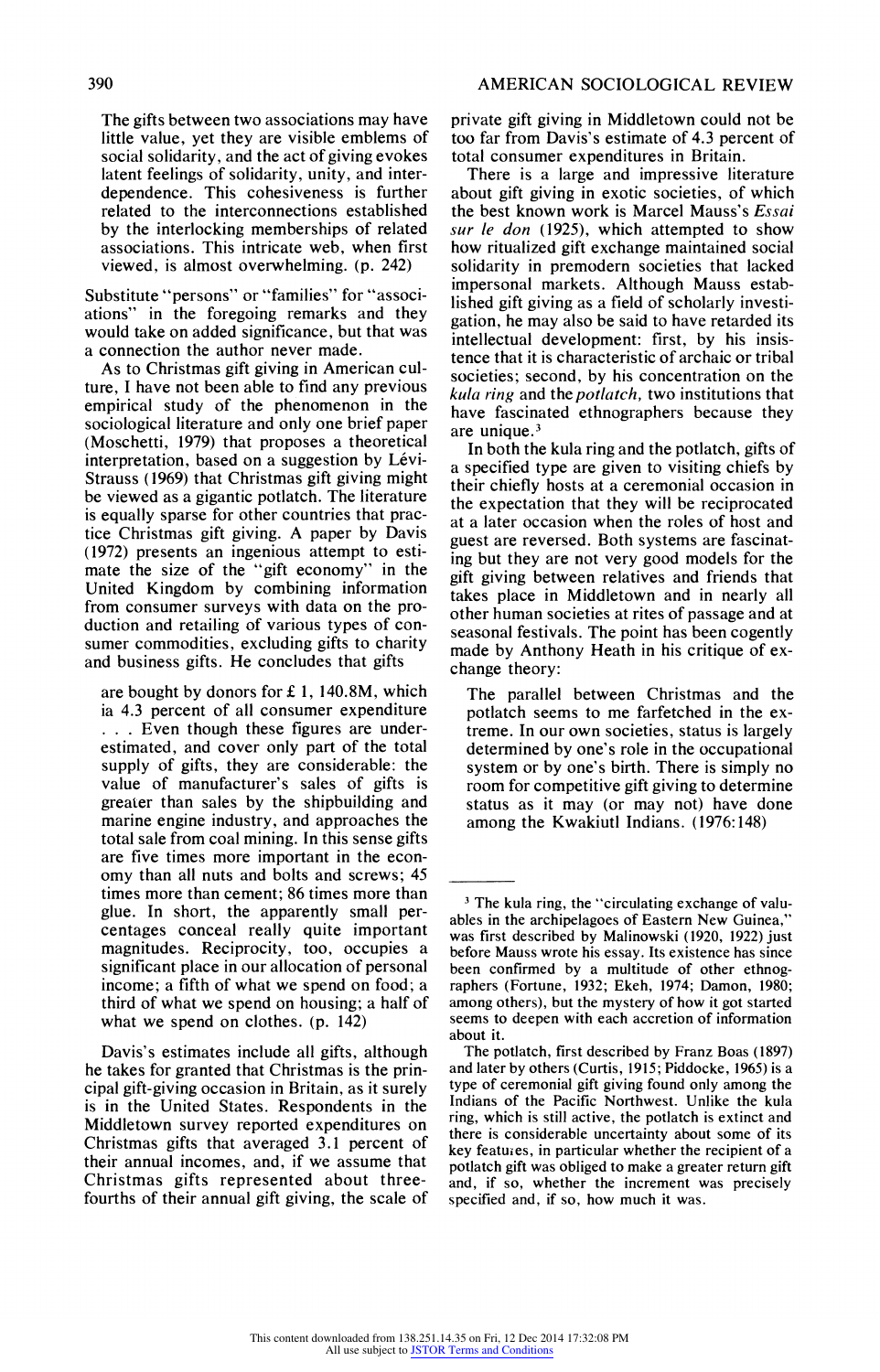The gifts between two associations may have little value, yet they are visible emblems of social solidarity, and the act of giving evokes latent feelings of solidarity, unity, and interdependence. This cohesiveness is further related to the interconnections established by the interlocking memberships of related associations. This intricate web, when first viewed, is almost overwhelming. (p. 242)

Substitute "persons" or "families" for "associations" in the foregoing remarks and they would take on added significance, but that was a connection the author never made.

As to Christmas gift giving in American culture, I have not been able to find any previous empirical study of the phenomenon in the sociological literature and only one brief paper (Moschetti, 1979) that proposes a theoretical interpretation, based on a suggestion by Lévi-Strauss (1969) that Christmas gift giving might be viewed as a gigantic potlatch. The literature is equally sparse for other countries that practice Christmas gift giving. A paper by Davis (1972) presents an ingenious attempt to estimate the size of the "gift economy" in the United Kingdom by combining information from consumer surveys with data on the production and retailing of various types of consumer commodities, excluding gifts to charity and business gifts. He concludes that gifts

> are bought by donors for £ 1, 140.8M, which ia 4.3 percent of all consumer expenditure . . . Even though these figures are underestimated, and cover only part of the total supply of gifts, they are considerable: the value of manufacturer's sales of gifts is greater than sales by the shipbuilding and marine engine industry, and approaches the total sale from coal mining. In this sense gifts are five times more important in the economy than all nuts and bolts and screws; 45 times more than cement; 86 times more than glue. In short, the apparently small percentages conceal really quite important magnitudes. Reciprocity, too, occupies a significant place in our allocation of personal income; a fifth of what we spend on food; a third of what we spend on housing; a half of what we spend on clothes. (p. 142)

Davis's estimates include all gifts, although he takes for granted that Christmas is the principal gift-giving occasion in Britain, as it surely is in the United States. Respondents in the Middletown survey reported expenditures on Christmas gifts that averaged 3.1 percent of their annual incomes, and, if we assume that Christmas gifts represented about three-fourths of their annual gift giving, the scale of private gift giving in Middletown could not be too far from Davis's estimate of 4.3 percent of total consumer expenditures in Britain.

There is a large and impressive literature about gift giving in exotic societies, of which the best known work is Marcel Mauss's *Essai sur le don* (1925), which attempted to show how ritualized gift exchange maintained social solidarity in premodern societies that lacked impersonal markets. Although Mauss established gift giving as a field of scholarly investigation, he may also be said to have retarded its intellectual development: first, by his insistence that it is characteristic of archaic or tribal societies; second, by his concentration on the *kula ring* and the *potlatch*, two institutions that have fascinated ethnographers because they are unique.[3]

In both the kula ring and the potlatch, gifts of a specified type are given to visiting chiefs by their chiefly hosts at a ceremonial occasion in the expectation that they will be reciprocated at a later occasion when the roles of host and guest are reversed. Both systems are fascinating but they are not very good models for the gift giving between relatives and friends that takes place in Middletown and in nearly all other human societies at rites of passage and at seasonal festivals. The point has been cogently made by Anthony Heath in his critique of exchange theory:

> The parallel between Christmas and the potlatch seems to me farfetched in the extreme. In our own societies, status is largely determined by one's role in the occupational system or by one's birth. There is simply no room for competitive gift giving to determine status as it may (or may not) have done among the Kwakiutl Indians. (1976:148)

---

[3] The kula ring, the "circulating exchange of valuables in the archipelagoes of Eastern New Guinea," was first described by Malinowski (1920, 1922) just before Mauss wrote his essay. Its existence has since been confirmed by a multitude of other ethnographers (Fortune, 1932; Ekeh, 1974; Damon, 1980; among others), but the mystery of how it got started seems to deepen with each accretion of information about it.

The potlatch, first described by Franz Boas (1897) and later by others (Curtis, 1915; Piddocke, 1965) is a type of ceremonial gift giving found only among the Indians of the Pacific Northwest. Unlike the kula ring, which is still active, the potlatch is extinct and there is considerable uncertainty about some of its key features, in particular whether the recipient of a potlatch gift was obliged to make a greater return gift and, if so, whether the increment was precisely specified and, if so, how much it was.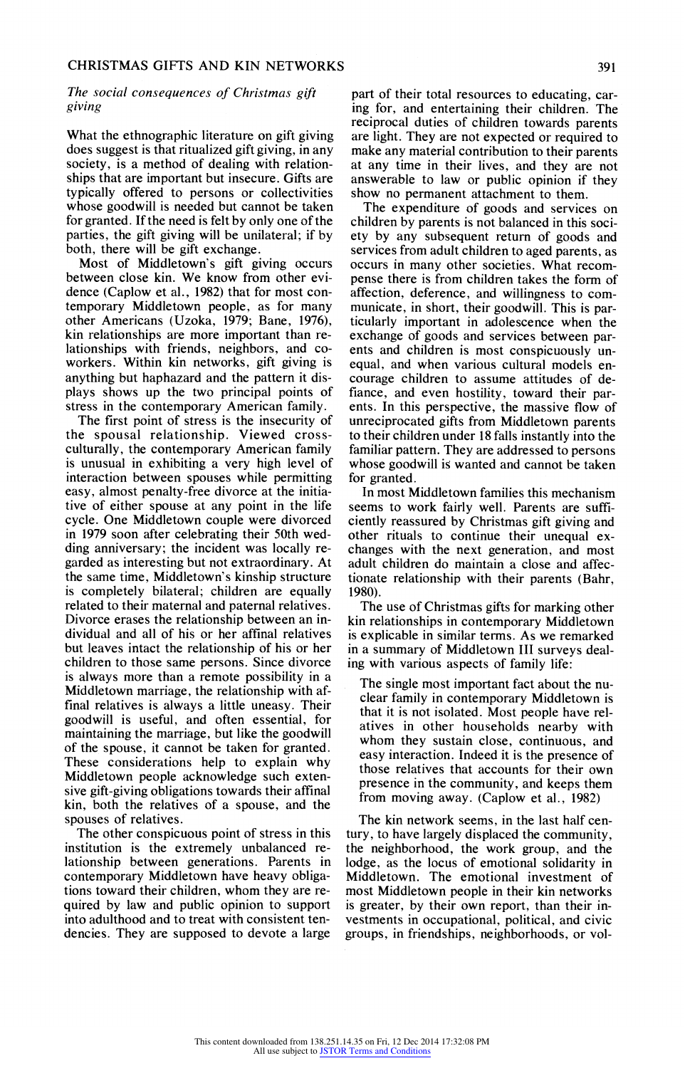### *The social consequences of Christmas gift giving*

What the ethnographic literature on gift giving does suggest is that ritualized gift giving, in any society, is a method of dealing with relationships that are important but insecure. Gifts are typically offered to persons or collectivities whose goodwill is needed but cannot be taken for granted. If the need is felt by only one of the parties, the gift giving will be unilateral; if by both, there will be gift exchange.

Most of Middletown's gift giving occurs between close kin. We know from other evidence (Caplow et al., 1982) that for most contemporary Middletown people, as for many other Americans (Uzoka, 1979; Bane, 1976), kin relationships are more important than relationships with friends, neighbors, and coworkers. Within kin networks, gift giving is anything but haphazard and the pattern it displays shows up the two principal points of stress in the contemporary American family.

The first point of stress is the insecurity of the spousal relationship. Viewed cross-culturally, the contemporary American family is unusual in exhibiting a very high level of interaction between spouses while permitting easy, almost penalty-free divorce at the initiative of either spouse at any point in the life cycle. One Middletown couple were divorced in 1979 soon after celebrating their 50th wedding anniversary; the incident was locally regarded as interesting but not extraordinary. At the same time, Middletown's kinship structure is completely bilateral; children are equally related to their maternal and paternal relatives. Divorce erases the relationship between an individual and all of his or her affinal relatives but leaves intact the relationship of his or her children to those same persons. Since divorce is always more than a remote possibility in a Middletown marriage, the relationship with affinal relatives is always a little uneasy. Their goodwill is useful, and often essential, for maintaining the marriage, but like the goodwill of the spouse, it cannot be taken for granted. These considerations help to explain why Middletown people acknowledge such extensive gift-giving obligations towards their affinal kin, both the relatives of a spouse, and the spouses of relatives.

The other conspicuous point of stress in this institution is the extremely unbalanced relationship between generations. Parents in contemporary Middletown have heavy obligations toward their children, whom they are required by law and public opinion to support into adulthood and to treat with consistent tendencies. They are supposed to devote a large part of their total resources to educating, caring for, and entertaining their children. The reciprocal duties of children towards parents are light. They are not expected or required to make any material contribution to their parents at any time in their lives, and they are not answerable to law or public opinion if they show no permanent attachment to them.

The expenditure of goods and services on children by parents is not balanced in this society by any subsequent return of goods and services from adult children to aged parents, as occurs in many other societies. What recompense there is from children takes the form of affection, deference, and willingness to communicate, in short, their goodwill. This is particularly important in adolescence when the exchange of goods and services between parents and children is most conspicuously unequal, and when various cultural models encourage children to assume attitudes of defiance, and even hostility, toward their parents. In this perspective, the massive flow of unreciprocated gifts from Middletown parents to their children under 18 falls instantly into the familiar pattern. They are addressed to persons whose goodwill is wanted and cannot be taken for granted.

In most Middletown families this mechanism seems to work fairly well. Parents are sufficiently reassured by Christmas gift giving and other rituals to continue their unequal exchanges with the next generation, and most adult children do maintain a close and affectionate relationship with their parents (Bahr, 1980).

The use of Christmas gifts for marking other kin relationships in contemporary Middletown is explicable in similar terms. As we remarked in a summary of Middletown III surveys dealing with various aspects of family life:

> The single most important fact about the nuclear family in contemporary Middletown is that it is not isolated. Most people have relatives in other households nearby with whom they sustain close, continuous, and easy interaction. Indeed it is the presence of those relatives that accounts for their own presence in the community, and keeps them from moving away. (Caplow et al., 1982)

The kin network seems, in the last half century, to have largely displaced the community, the neighborhood, the work group, and the lodge, as the locus of emotional solidarity in Middletown. The emotional investment of most Middletown people in their kin networks is greater, by their own report, than their investments in occupational, political, and civic groups, in friendships, neighborhoods, or vol-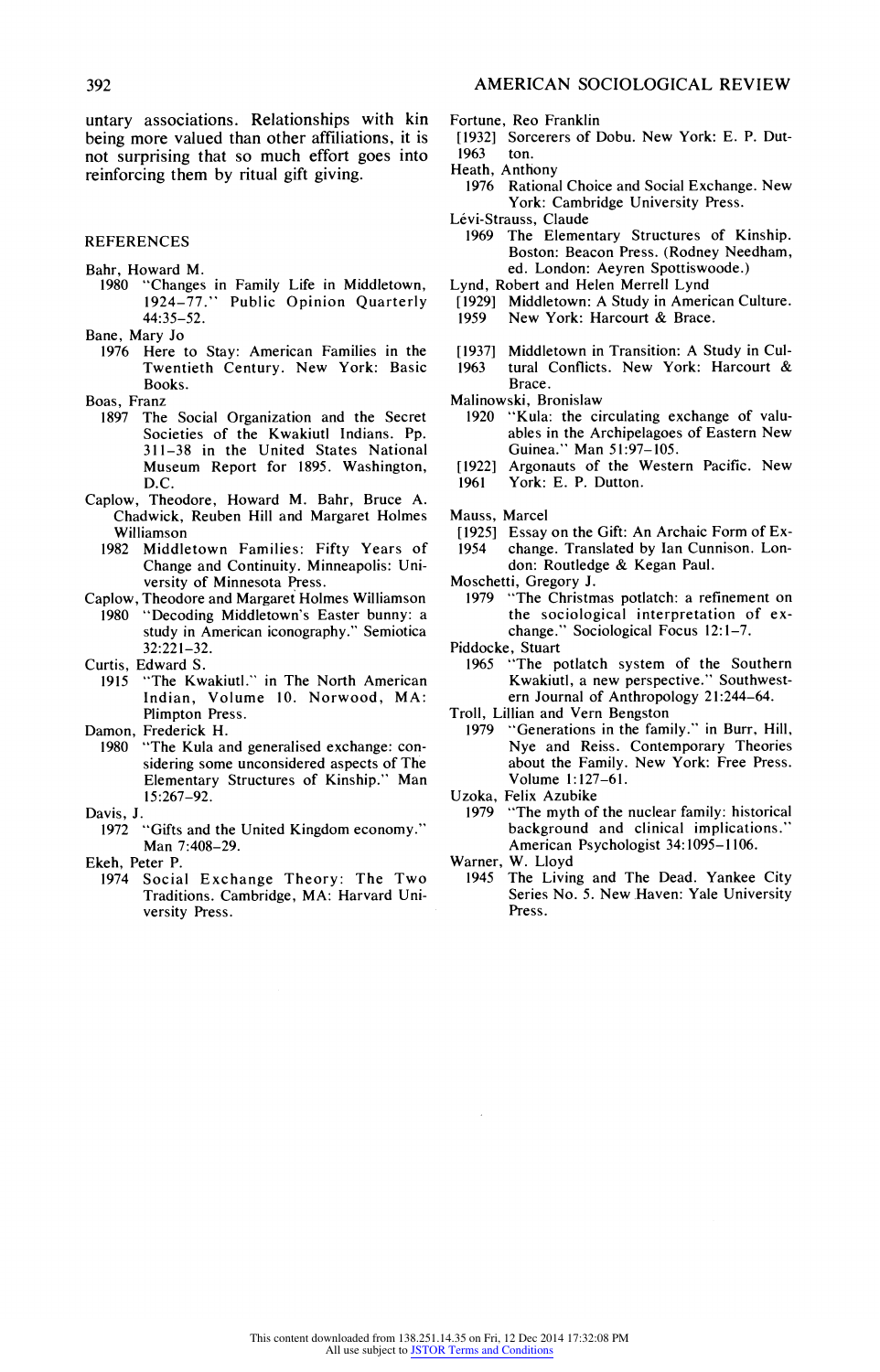untary associations. Relationships with kin being more valued than other affiliations, it is not surprising that so much effort goes into reinforcing them by ritual gift giving.

## REFERENCES

Bahr, Howard M.
1980 "Changes in Family Life in Middletown, 1924–77." Public Opinion Quarterly 44:35–52.

Bane, Mary Jo
1976 Here to Stay: American Families in the Twentieth Century. New York: Basic Books.

Boas, Franz
1897 The Social Organization and the Secret Societies of the Kwakiutl Indians. Pp. 311–38 in the United States National Museum Report for 1895. Washington, D.C.

Caplow, Theodore, Howard M. Bahr, Bruce A. Chadwick, Reuben Hill and Margaret Holmes Williamson
1982 Middletown Families: Fifty Years of Change and Continuity. Minneapolis: University of Minnesota Press.

Caplow, Theodore and Margaret Holmes Williamson
1980 "Decoding Middletown's Easter bunny: a study in American iconography." Semiotica 32:221–32.

Curtis, Edward S.
1915 "The Kwakiutl." in The North American Indian, Volume 10. Norwood, MA: Plimpton Press.

Damon, Frederick H.
1980 "The Kula and generalised exchange: considering some unconsidered aspects of The Elementary Structures of Kinship." Man 15:267–92.

Davis, J.
1972 "Gifts and the United Kingdom economy." Man 7:408–29.

Ekeh, Peter P.
1974 Social Exchange Theory: The Two Traditions. Cambridge, MA: Harvard University Press.

Fortune, Reo Franklin
[1932] 1963 Sorcerers of Dobu. New York: E. P. Dutton.

Heath, Anthony
1976 Rational Choice and Social Exchange. New York: Cambridge University Press.

Lévi-Strauss, Claude
1969 The Elementary Structures of Kinship. Boston: Beacon Press. (Rodney Needham, ed. London: Aeyren Spottiswoode.)

Lynd, Robert and Helen Merrell Lynd
[1929] 1959 Middletown: A Study in American Culture. New York: Harcourt & Brace.

[1937] 1963 Middletown in Transition: A Study in Cultural Conflicts. New York: Harcourt & Brace.

Malinowski, Bronislaw
1920 "Kula: the circulating exchange of valuables in the Archipelagoes of Eastern New Guinea." Man 51:97–105.

[1922] 1961 Argonauts of the Western Pacific. New York: E. P. Dutton.

Mauss, Marcel
[1925] 1954 Essay on the Gift: An Archaic Form of Exchange. Translated by Ian Cunnison. London: Routledge & Kegan Paul.

Moschetti, Gregory J.
1979 "The Christmas potlatch: a refinement on the sociological interpretation of exchange." Sociological Focus 12:1–7.

Piddocke, Stuart
1965 "The potlatch system of the Southern Kwakiutl, a new perspective." Southwestern Journal of Anthropology 21:244–64.

Troll, Lillian and Vern Bengston
1979 "Generations in the family." in Burr, Hill, Nye and Reiss. Contemporary Theories about the Family. New York: Free Press. Volume 1:127–61.

Uzoka, Felix Azubike
1979 "The myth of the nuclear family: historical background and clinical implications." American Psychologist 34:1095–1106.

Warner, W. Lloyd
1945 The Living and The Dead. Yankee City Series No. 5. New Haven: Yale University Press.